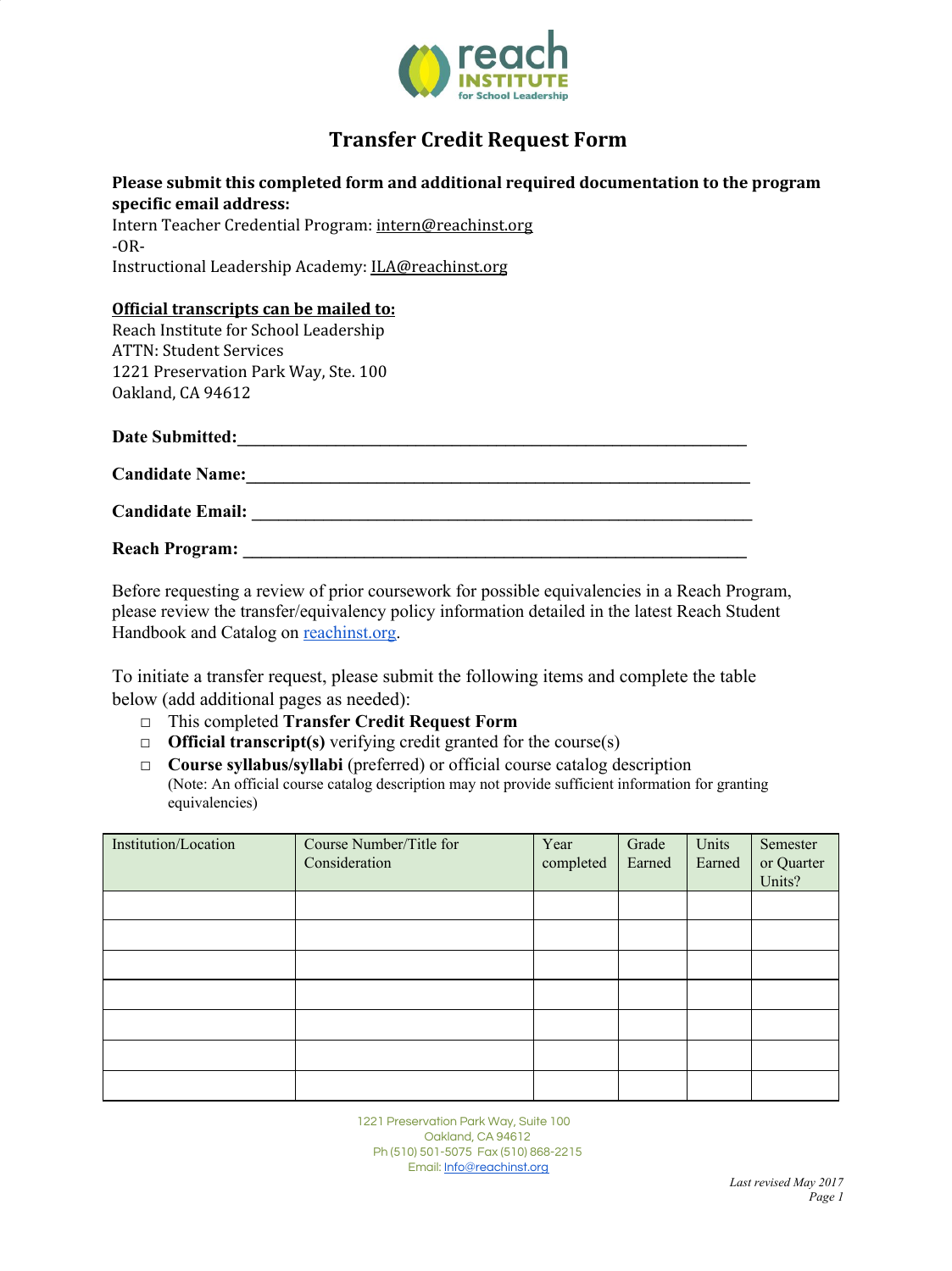# Transfer Credit Request Form

**Please submit this completed form and additional required documentation to the program specific email address:**

Intern Teacher Credential Program: intern@reachinst.org

-OR-

Instructional Leadership Academy: ILA@reachinst.org

**Official transcripts can be mailed to:**

Reach Institute for School Leadership
ATTN: Student Services
1221 Preservation Park Way, Ste. 100
Oakland, CA 94612

**Date Submitted:**\_\_\_\_\_\_\_\_\_\_\_\_\_\_\_\_\_\_\_\_\_\_\_\_\_\_\_\_\_\_\_\_\_\_\_\_\_\_\_\_\_\_\_\_\_\_\_\_

**Candidate Name:**\_\_\_\_\_\_\_\_\_\_\_\_\_\_\_\_\_\_\_\_\_\_\_\_\_\_\_\_\_\_\_\_\_\_\_\_\_\_\_\_\_\_\_\_\_\_\_\_

**Candidate Email:** \_\_\_\_\_\_\_\_\_\_\_\_\_\_\_\_\_\_\_\_\_\_\_\_\_\_\_\_\_\_\_\_\_\_\_\_\_\_\_\_\_\_\_\_\_\_\_\_

**Reach Program:** \_\_\_\_\_\_\_\_\_\_\_\_\_\_\_\_\_\_\_\_\_\_\_\_\_\_\_\_\_\_\_\_\_\_\_\_\_\_\_\_\_\_\_\_\_\_\_\_

Before requesting a review of prior coursework for possible equivalencies in a Reach Program, please review the transfer/equivalency policy information detailed in the latest Reach Student Handbook and Catalog on reachinst.org.

To initiate a transfer request, please submit the following items and complete the table below (add additional pages as needed):

- ☐ This completed **Transfer Credit Request Form**
- ☐ **Official transcript(s)** verifying credit granted for the course(s)
- ☐ **Course syllabus/syllabi** (preferred) or official course catalog description
  (Note: An official course catalog description may not provide sufficient information for granting equivalencies)

| Institution/Location | Course Number/Title for Consideration | Year completed | Grade Earned | Units Earned | Semester or Quarter Units? |
| --- | --- | --- | --- | --- | --- |
| | | | | | |
| | | | | | |
| | | | | | |
| | | | | | |
| | | | | | |
| | | | | | |
| | | | | | |

1221 Preservation Park Way, Suite 100
Oakland, CA 94612
Ph (510) 501-5075 Fax (510) 868-2215
Email: Info@reachinst.org

*Last revised May 2017*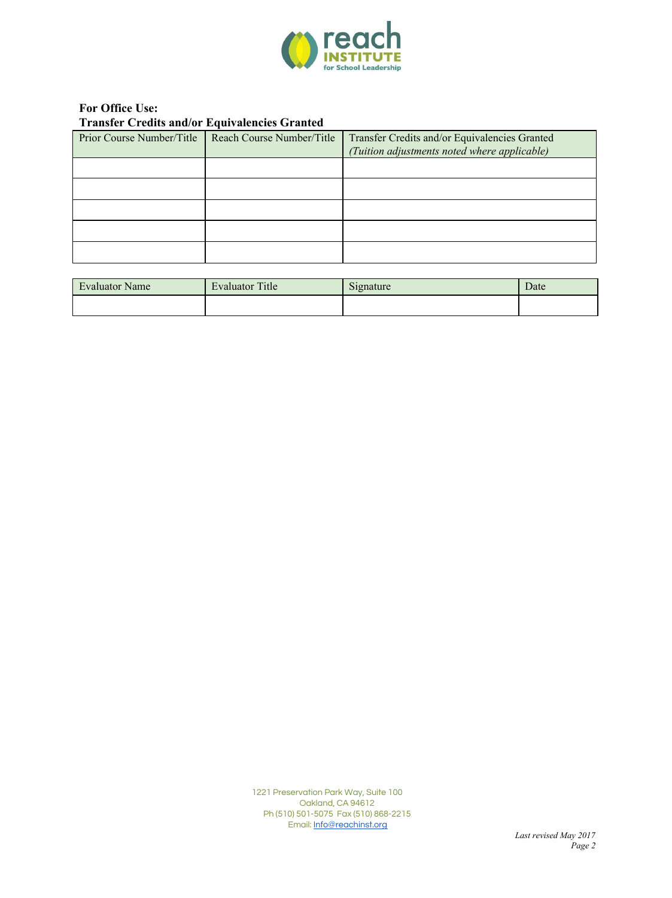**For Office Use:**
**Transfer Credits and/or Equivalencies Granted**

| Prior Course Number/Title | Reach Course Number/Title | Transfer Credits and/or Equivalencies Granted *(Tuition adjustments noted where applicable)* |
|---|---|---|
| | | |
| | | |
| | | |
| | | |
| | | |

| Evaluator Name | Evaluator Title | Signature | Date |
|---|---|---|---|
| | | | |

1221 Preservation Park Way, Suite 100
Oakland, CA 94612
Ph (510) 501-5075 Fax (510) 868-2215
Email: Info@reachinst.org

*Last revised May 2017*